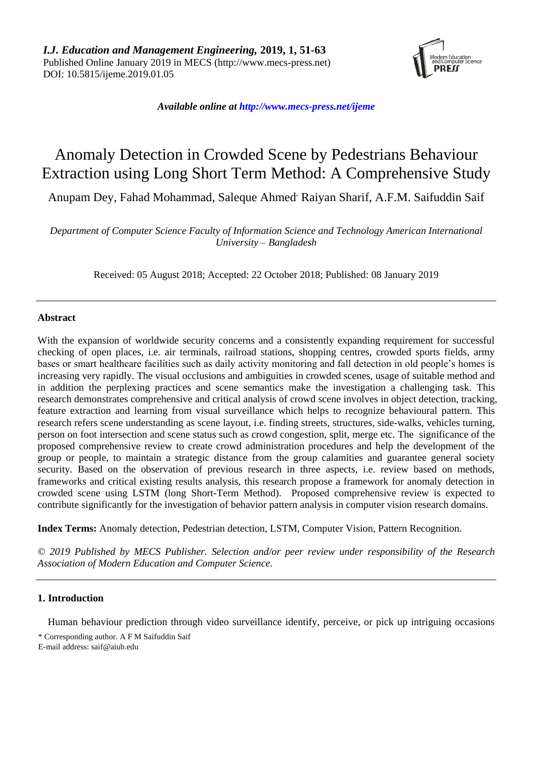*I.J. Education and Management Engineering,* **2019, 1, 51-63**
Published Online January 2019 in MECS (http://www.mecs-press.net)
DOI: 10.5815/ijeme.2019.01.05

*Available online at http://www.mecs-press.net/ijeme*

# Anomaly Detection in Crowded Scene by Pedestrians Behaviour Extraction using Long Short Term Method: A Comprehensive Study

Anupam Dey, Fahad Mohammad, Saleque Ahmed, Raiyan Sharif, A.F.M. Saifuddin Saif

*Department of Computer Science Faculty of Information Science and Technology American International University – Bangladesh*

Received: 05 August 2018; Accepted: 22 October 2018; Published: 08 January 2019

## Abstract

With the expansion of worldwide security concerns and a consistently expanding requirement for successful checking of open places, i.e. air terminals, railroad stations, shopping centres, crowded sports fields, army bases or smart healthcare facilities such as daily activity monitoring and fall detection in old people's homes is increasing very rapidly. The visual occlusions and ambiguities in crowded scenes, usage of suitable method and in addition the perplexing practices and scene semantics make the investigation a challenging task. This research demonstrates comprehensive and critical analysis of crowd scene involves in object detection, tracking, feature extraction and learning from visual surveillance which helps to recognize behavioural pattern. This research refers scene understanding as scene layout, i.e. finding streets, structures, side-walks, vehicles turning, person on foot intersection and scene status such as crowd congestion, split, merge etc. The significance of the proposed comprehensive review to create crowd administration procedures and help the development of the group or people, to maintain a strategic distance from the group calamities and guarantee general society security. Based on the observation of previous research in three aspects, i.e. review based on methods, frameworks and critical existing results analysis, this research propose a framework for anomaly detection in crowded scene using LSTM (long Short-Term Method). Proposed comprehensive review is expected to contribute significantly for the investigation of behavior pattern analysis in computer vision research domains.

**Index Terms:** Anomaly detection, Pedestrian detection, LSTM, Computer Vision, Pattern Recognition.

*© 2019 Published by MECS Publisher. Selection and/or peer review under responsibility of the Research Association of Modern Education and Computer Science.*

## 1. Introduction

Human behaviour prediction through video surveillance identify, perceive, or pick up intriguing occasions

\* Corresponding author. A F M Saifuddin Saif
E-mail address: saif@aiub.edu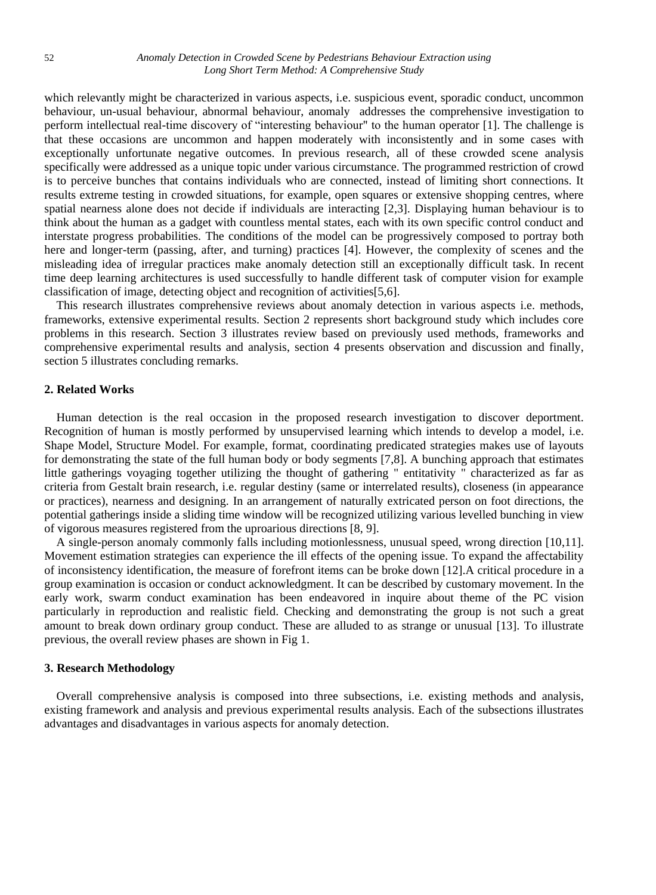which relevantly might be characterized in various aspects, i.e. suspicious event, sporadic conduct, uncommon behaviour, un-usual behaviour, abnormal behaviour, anomaly addresses the comprehensive investigation to perform intellectual real-time discovery of "interesting behaviour" to the human operator [1]. The challenge is that these occasions are uncommon and happen moderately with inconsistently and in some cases with exceptionally unfortunate negative outcomes. In previous research, all of these crowded scene analysis specifically were addressed as a unique topic under various circumstance. The programmed restriction of crowd is to perceive bunches that contains individuals who are connected, instead of limiting short connections. It results extreme testing in crowded situations, for example, open squares or extensive shopping centres, where spatial nearness alone does not decide if individuals are interacting [2,3]. Displaying human behaviour is to think about the human as a gadget with countless mental states, each with its own specific control conduct and interstate progress probabilities. The conditions of the model can be progressively composed to portray both here and longer-term (passing, after, and turning) practices [4]. However, the complexity of scenes and the misleading idea of irregular practices make anomaly detection still an exceptionally difficult task. In recent time deep learning architectures is used successfully to handle different task of computer vision for example classification of image, detecting object and recognition of activities[5,6].

This research illustrates comprehensive reviews about anomaly detection in various aspects i.e. methods, frameworks, extensive experimental results. Section 2 represents short background study which includes core problems in this research. Section 3 illustrates review based on previously used methods, frameworks and comprehensive experimental results and analysis, section 4 presents observation and discussion and finally, section 5 illustrates concluding remarks.

## 2. Related Works

Human detection is the real occasion in the proposed research investigation to discover deportment. Recognition of human is mostly performed by unsupervised learning which intends to develop a model, i.e. Shape Model, Structure Model. For example, format, coordinating predicated strategies makes use of layouts for demonstrating the state of the full human body or body segments [7,8]. A bunching approach that estimates little gatherings voyaging together utilizing the thought of gathering " entitativity " characterized as far as criteria from Gestalt brain research, i.e. regular destiny (same or interrelated results), closeness (in appearance or practices), nearness and designing. In an arrangement of naturally extricated person on foot directions, the potential gatherings inside a sliding time window will be recognized utilizing various levelled bunching in view of vigorous measures registered from the uproarious directions [8, 9].

A single-person anomaly commonly falls including motionlessness, unusual speed, wrong direction [10,11]. Movement estimation strategies can experience the ill effects of the opening issue. To expand the affectability of inconsistency identification, the measure of forefront items can be broke down [12].A critical procedure in a group examination is occasion or conduct acknowledgment. It can be described by customary movement. In the early work, swarm conduct examination has been endeavored in inquire about theme of the PC vision particularly in reproduction and realistic field. Checking and demonstrating the group is not such a great amount to break down ordinary group conduct. These are alluded to as strange or unusual [13]. To illustrate previous, the overall review phases are shown in Fig 1.

## 3. Research Methodology

Overall comprehensive analysis is composed into three subsections, i.e. existing methods and analysis, existing framework and analysis and previous experimental results analysis. Each of the subsections illustrates advantages and disadvantages in various aspects for anomaly detection.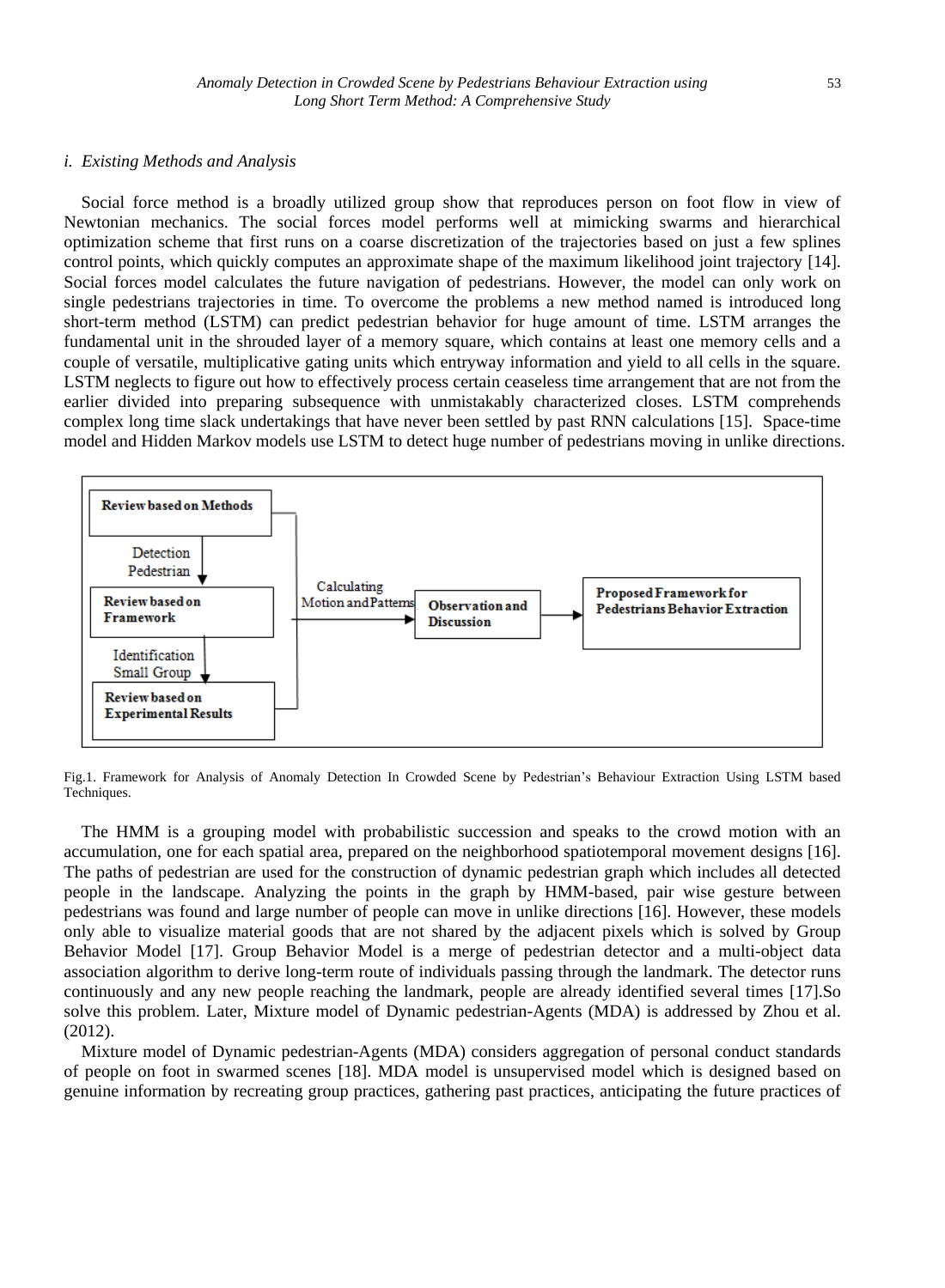### i. Existing Methods and Analysis

Social force method is a broadly utilized group show that reproduces person on foot flow in view of Newtonian mechanics. The social forces model performs well at mimicking swarms and hierarchical optimization scheme that first runs on a coarse discretization of the trajectories based on just a few splines control points, which quickly computes an approximate shape of the maximum likelihood joint trajectory [14]. Social forces model calculates the future navigation of pedestrians. However, the model can only work on single pedestrians trajectories in time. To overcome the problems a new method named is introduced long short-term method (LSTM) can predict pedestrian behavior for huge amount of time. LSTM arranges the fundamental unit in the shrouded layer of a memory square, which contains at least one memory cells and a couple of versatile, multiplicative gating units which entryway information and yield to all cells in the square. LSTM neglects to figure out how to effectively process certain ceaseless time arrangement that are not from the earlier divided into preparing subsequence with unmistakably characterized closes. LSTM comprehends complex long time slack undertakings that have never been settled by past RNN calculations [15]. Space-time model and Hidden Markov models use LSTM to detect huge number of pedestrians moving in unlike directions.

Review based on Methods

Detection Pedestrian

Review based on Framework

Identification Small Group

Review based on Experimental Results

Calculating Motion and Patterns

Observation and Discussion

Proposed Framework for Pedestrians Behavior Extraction

Fig.1. Framework for Analysis of Anomaly Detection In Crowded Scene by Pedestrian's Behaviour Extraction Using LSTM based Techniques.

The HMM is a grouping model with probabilistic succession and speaks to the crowd motion with an accumulation, one for each spatial area, prepared on the neighborhood spatiotemporal movement designs [16]. The paths of pedestrian are used for the construction of dynamic pedestrian graph which includes all detected people in the landscape. Analyzing the points in the graph by HMM-based, pair wise gesture between pedestrians was found and large number of people can move in unlike directions [16]. However, these models only able to visualize material goods that are not shared by the adjacent pixels which is solved by Group Behavior Model [17]. Group Behavior Model is a merge of pedestrian detector and a multi-object data association algorithm to derive long-term route of individuals passing through the landmark. The detector runs continuously and any new people reaching the landmark, people are already identified several times [17].So solve this problem. Later, Mixture model of Dynamic pedestrian-Agents (MDA) is addressed by Zhou et al. (2012).

Mixture model of Dynamic pedestrian-Agents (MDA) considers aggregation of personal conduct standards of people on foot in swarmed scenes [18]. MDA model is unsupervised model which is designed based on genuine information by recreating group practices, gathering past practices, anticipating the future practices of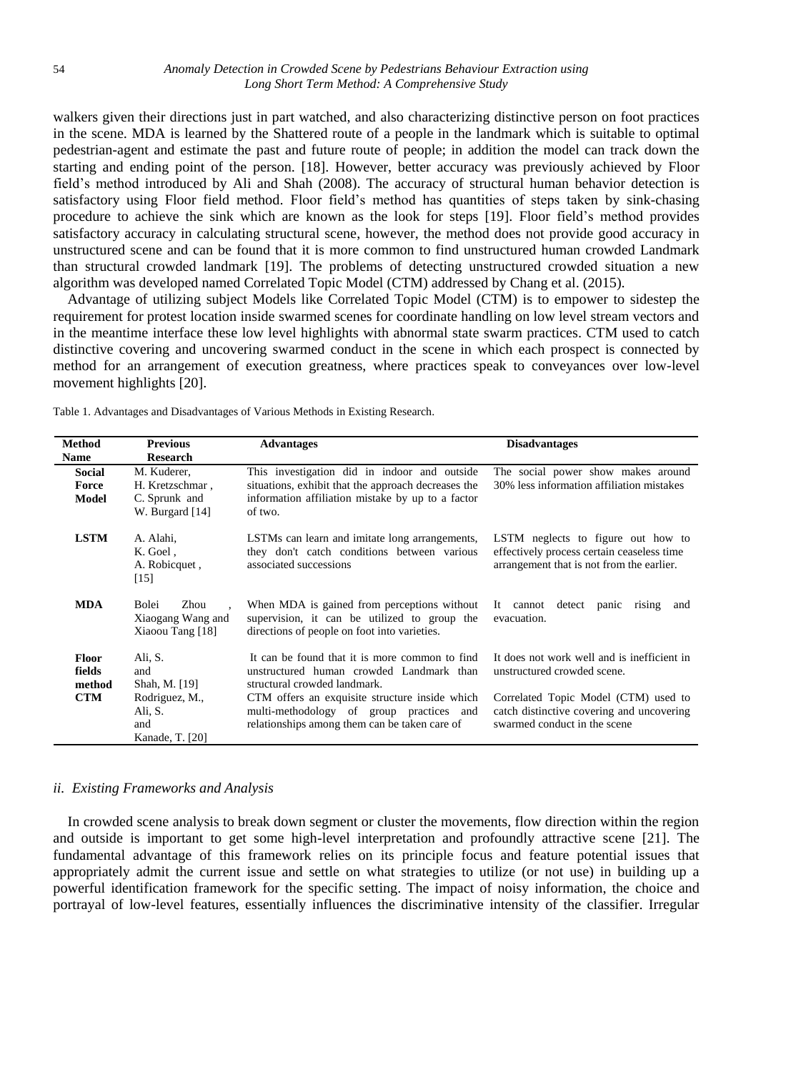walkers given their directions just in part watched, and also characterizing distinctive person on foot practices in the scene. MDA is learned by the Shattered route of a people in the landmark which is suitable to optimal pedestrian-agent and estimate the past and future route of people; in addition the model can track down the starting and ending point of the person. [18]. However, better accuracy was previously achieved by Floor field's method introduced by Ali and Shah (2008). The accuracy of structural human behavior detection is satisfactory using Floor field method. Floor field's method has quantities of steps taken by sink-chasing procedure to achieve the sink which are known as the look for steps [19]. Floor field's method provides satisfactory accuracy in calculating structural scene, however, the method does not provide good accuracy in unstructured scene and can be found that it is more common to find unstructured human crowded Landmark than structural crowded landmark [19]. The problems of detecting unstructured crowded situation a new algorithm was developed named Correlated Topic Model (CTM) addressed by Chang et al. (2015).

Advantage of utilizing subject Models like Correlated Topic Model (CTM) is to empower to sidestep the requirement for protest location inside swarmed scenes for coordinate handling on low level stream vectors and in the meantime interface these low level highlights with abnormal state swarm practices. CTM used to catch distinctive covering and uncovering swarmed conduct in the scene in which each prospect is connected by method for an arrangement of execution greatness, where practices speak to conveyances over low-level movement highlights [20].

Table 1. Advantages and Disadvantages of Various Methods in Existing Research.

| Method Name | Previous Research | Advantages | Disadvantages |
|---|---|---|---|
| **Social Force Model** | M. Kuderer, H. Kretzschmar , C. Sprunk and W. Burgard [14] | This investigation did in indoor and outside situations, exhibit that the approach decreases the information affiliation mistake by up to a factor of two. | The social power show makes around 30% less information affiliation mistakes |
| **LSTM** | A. Alahi, K. Goel , A. Robicquet , [15] | LSTMs can learn and imitate long arrangements, they don't catch conditions between various associated successions | LSTM neglects to figure out how to effectively process certain ceaseless time arrangement that is not from the earlier. |
| **MDA** | Bolei Zhou , Xiaogang Wang and Xiaoou Tang [18] | When MDA is gained from perceptions without supervision, it can be utilized to group the directions of people on foot into varieties. | It cannot detect panic rising and evacuation. |
| **Floor fields method** | Ali, S. and Shah, M. [19] | It can be found that it is more common to find unstructured human crowded Landmark than structural crowded landmark. | It does not work well and is inefficient in unstructured crowded scene. |
| **CTM** | Rodriguez, M., Ali, S. and Kanade, T. [20] | CTM offers an exquisite structure inside which multi-methodology of group practices and relationships among them can be taken care of | Correlated Topic Model (CTM) used to catch distinctive covering and uncovering swarmed conduct in the scene |

### *ii. Existing Frameworks and Analysis*

In crowded scene analysis to break down segment or cluster the movements, flow direction within the region and outside is important to get some high-level interpretation and profoundly attractive scene [21]. The fundamental advantage of this framework relies on its principle focus and feature potential issues that appropriately admit the current issue and settle on what strategies to utilize (or not use) in building up a powerful identification framework for the specific setting. The impact of noisy information, the choice and portrayal of low-level features, essentially influences the discriminative intensity of the classifier. Irregular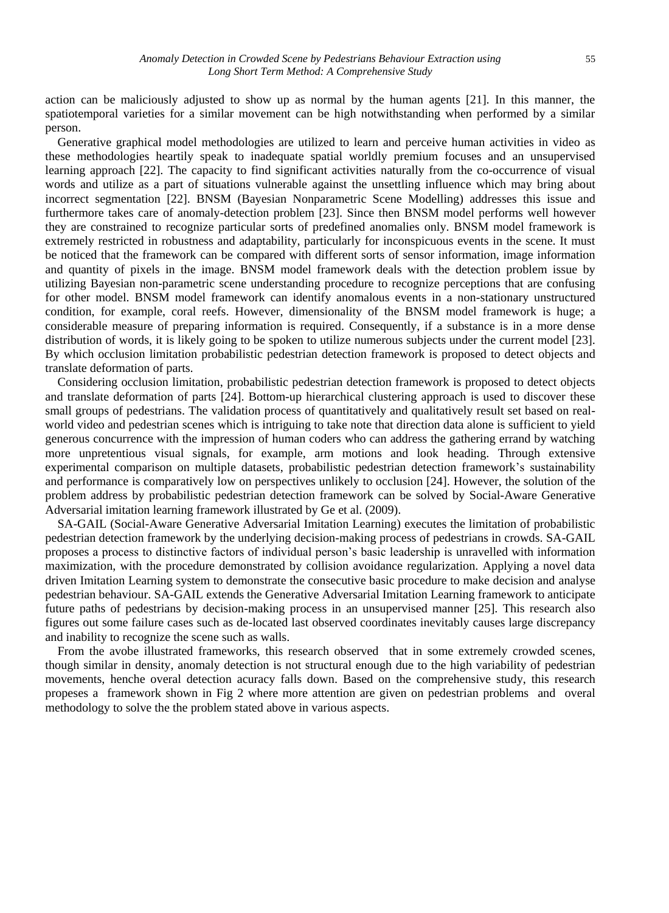action can be maliciously adjusted to show up as normal by the human agents [21]. In this manner, the spatiotemporal varieties for a similar movement can be high notwithstanding when performed by a similar person.

Generative graphical model methodologies are utilized to learn and perceive human activities in video as these methodologies heartily speak to inadequate spatial worldly premium focuses and an unsupervised learning approach [22]. The capacity to find significant activities naturally from the co-occurrence of visual words and utilize as a part of situations vulnerable against the unsettling influence which may bring about incorrect segmentation [22]. BNSM (Bayesian Nonparametric Scene Modelling) addresses this issue and furthermore takes care of anomaly-detection problem [23]. Since then BNSM model performs well however they are constrained to recognize particular sorts of predefined anomalies only. BNSM model framework is extremely restricted in robustness and adaptability, particularly for inconspicuous events in the scene. It must be noticed that the framework can be compared with different sorts of sensor information, image information and quantity of pixels in the image. BNSM model framework deals with the detection problem issue by utilizing Bayesian non-parametric scene understanding procedure to recognize perceptions that are confusing for other model. BNSM model framework can identify anomalous events in a non-stationary unstructured condition, for example, coral reefs. However, dimensionality of the BNSM model framework is huge; a considerable measure of preparing information is required. Consequently, if a substance is in a more dense distribution of words, it is likely going to be spoken to utilize numerous subjects under the current model [23]. By which occlusion limitation probabilistic pedestrian detection framework is proposed to detect objects and translate deformation of parts.

Considering occlusion limitation, probabilistic pedestrian detection framework is proposed to detect objects and translate deformation of parts [24]. Bottom-up hierarchical clustering approach is used to discover these small groups of pedestrians. The validation process of quantitatively and qualitatively result set based on real-world video and pedestrian scenes which is intriguing to take note that direction data alone is sufficient to yield generous concurrence with the impression of human coders who can address the gathering errand by watching more unpretentious visual signals, for example, arm motions and look heading. Through extensive experimental comparison on multiple datasets, probabilistic pedestrian detection framework's sustainability and performance is comparatively low on perspectives unlikely to occlusion [24]. However, the solution of the problem address by probabilistic pedestrian detection framework can be solved by Social-Aware Generative Adversarial imitation learning framework illustrated by Ge et al. (2009).

SA-GAIL (Social-Aware Generative Adversarial Imitation Learning) executes the limitation of probabilistic pedestrian detection framework by the underlying decision-making process of pedestrians in crowds. SA-GAIL proposes a process to distinctive factors of individual person's basic leadership is unravelled with information maximization, with the procedure demonstrated by collision avoidance regularization. Applying a novel data driven Imitation Learning system to demonstrate the consecutive basic procedure to make decision and analyse pedestrian behaviour. SA-GAIL extends the Generative Adversarial Imitation Learning framework to anticipate future paths of pedestrians by decision-making process in an unsupervised manner [25]. This research also figures out some failure cases such as de-located last observed coordinates inevitably causes large discrepancy and inability to recognize the scene such as walls.

From the avobe illustrated frameworks, this research observed that in some extremely crowded scenes, though similar in density, anomaly detection is not structural enough due to the high variability of pedestrian movements, henche overal detection acuracy falls down. Based on the comprehensive study, this research propeses a framework shown in Fig 2 where more attention are given on pedestrian problems and overal methodology to solve the the problem stated above in various aspects.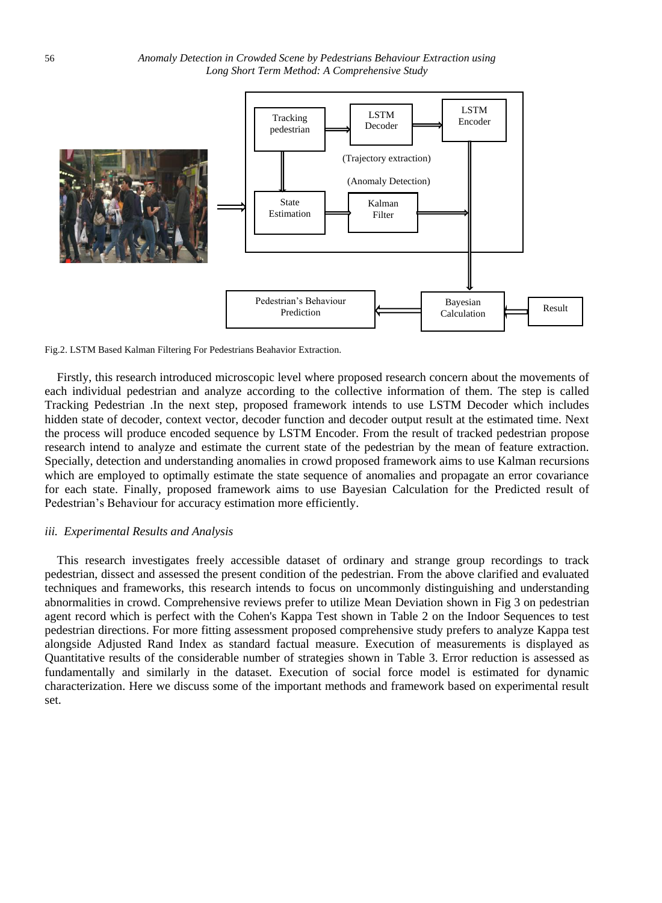Fig.2. LSTM Based Kalman Filtering For Pedestrians Beahavior Extraction.

Firstly, this research introduced microscopic level where proposed research concern about the movements of each individual pedestrian and analyze according to the collective information of them. The step is called Tracking Pedestrian .In the next step, proposed framework intends to use LSTM Decoder which includes hidden state of decoder, context vector, decoder function and decoder output result at the estimated time. Next the process will produce encoded sequence by LSTM Encoder. From the result of tracked pedestrian propose research intend to analyze and estimate the current state of the pedestrian by the mean of feature extraction. Specially, detection and understanding anomalies in crowd proposed framework aims to use Kalman recursions which are employed to optimally estimate the state sequence of anomalies and propagate an error covariance for each state. Finally, proposed framework aims to use Bayesian Calculation for the Predicted result of Pedestrian's Behaviour for accuracy estimation more efficiently.

### *iii. Experimental Results and Analysis*

This research investigates freely accessible dataset of ordinary and strange group recordings to track pedestrian, dissect and assessed the present condition of the pedestrian. From the above clarified and evaluated techniques and frameworks, this research intends to focus on uncommonly distinguishing and understanding abnormalities in crowd. Comprehensive reviews prefer to utilize Mean Deviation shown in Fig 3 on pedestrian agent record which is perfect with the Cohen's Kappa Test shown in Table 2 on the Indoor Sequences to test pedestrian directions. For more fitting assessment proposed comprehensive study prefers to analyze Kappa test alongside Adjusted Rand Index as standard factual measure. Execution of measurements is displayed as Quantitative results of the considerable number of strategies shown in Table 3. Error reduction is assessed as fundamentally and similarly in the dataset. Execution of social force model is estimated for dynamic characterization. Here we discuss some of the important methods and framework based on experimental result set.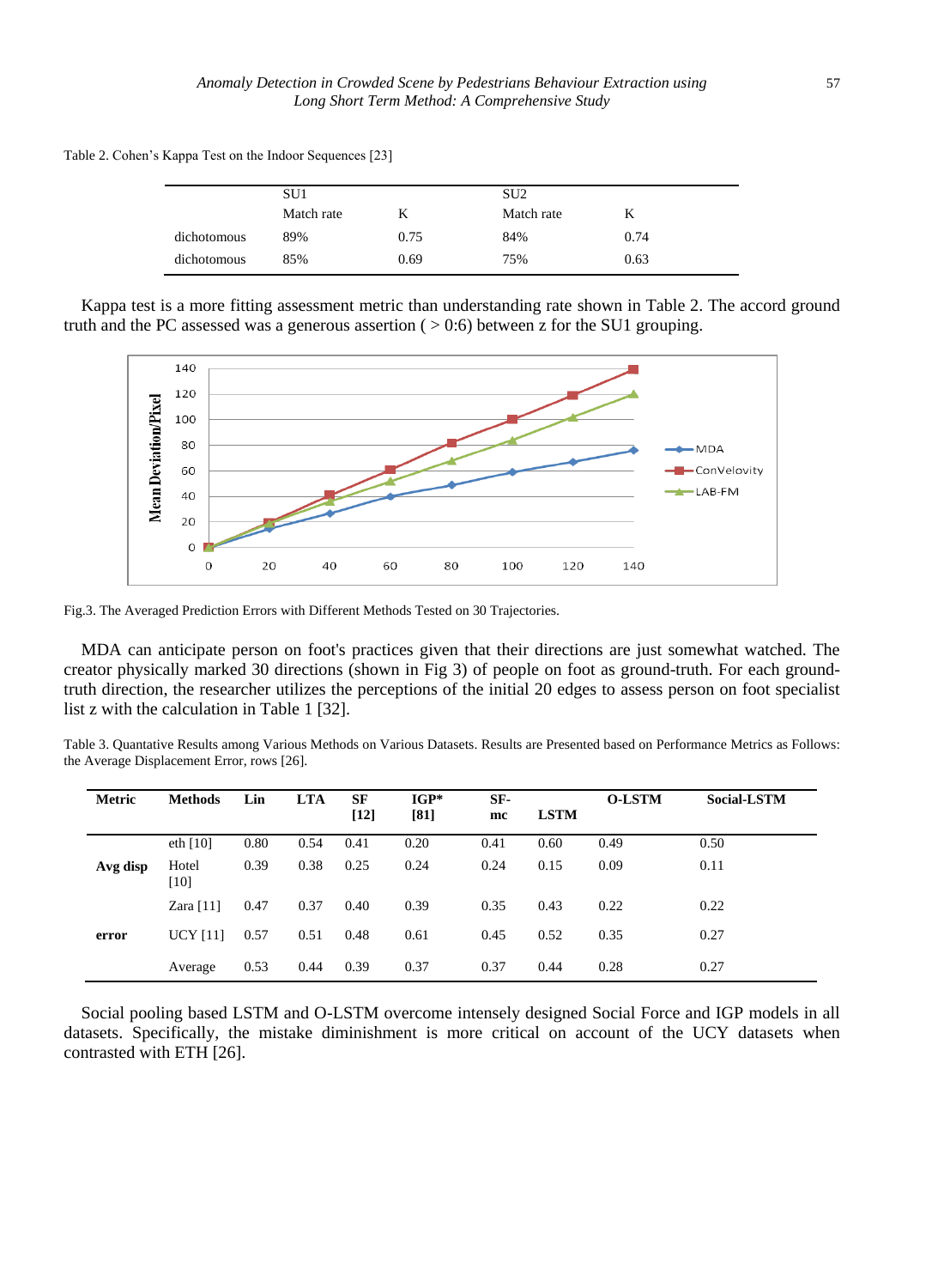Table 2. Cohen's Kappa Test on the Indoor Sequences [23]

| | SU1 | | SU2 | |
|---|---|---|---|---|
| | Match rate | K | Match rate | K |
| dichotomous | 89% | 0.75 | 84% | 0.74 |
| dichotomous | 85% | 0.69 | 75% | 0.63 |

Kappa test is a more fitting assessment metric than understanding rate shown in Table 2. The accord ground truth and the PC assessed was a generous assertion ( > 0:6) between z for the SU1 grouping.

Fig.3. The Averaged Prediction Errors with Different Methods Tested on 30 Trajectories.

MDA can anticipate person on foot's practices given that their directions are just somewhat watched. The creator physically marked 30 directions (shown in Fig 3) of people on foot as ground-truth. For each ground-truth direction, the researcher utilizes the perceptions of the initial 20 edges to assess person on foot specialist list z with the calculation in Table 1 [32].

Table 3. Quantative Results among Various Methods on Various Datasets. Results are Presented based on Performance Metrics as Follows: the Average Displacement Error, rows [26].

| Metric | Methods | Lin | LTA | SF [12] | IGP* [81] | SF-mc | LSTM | O-LSTM | Social-LSTM |
|---|---|---|---|---|---|---|---|---|---|
| | eth [10] | 0.80 | 0.54 | 0.41 | 0.20 | 0.41 | 0.60 | 0.49 | 0.50 |
| Avg disp | Hotel [10] | 0.39 | 0.38 | 0.25 | 0.24 | 0.24 | 0.15 | 0.09 | 0.11 |
| | Zara [11] | 0.47 | 0.37 | 0.40 | 0.39 | 0.35 | 0.43 | 0.22 | 0.22 |
| error | UCY [11] | 0.57 | 0.51 | 0.48 | 0.61 | 0.45 | 0.52 | 0.35 | 0.27 |
| | Average | 0.53 | 0.44 | 0.39 | 0.37 | 0.37 | 0.44 | 0.28 | 0.27 |

Social pooling based LSTM and O-LSTM overcome intensely designed Social Force and IGP models in all datasets. Specifically, the mistake diminishment is more critical on account of the UCY datasets when contrasted with ETH [26].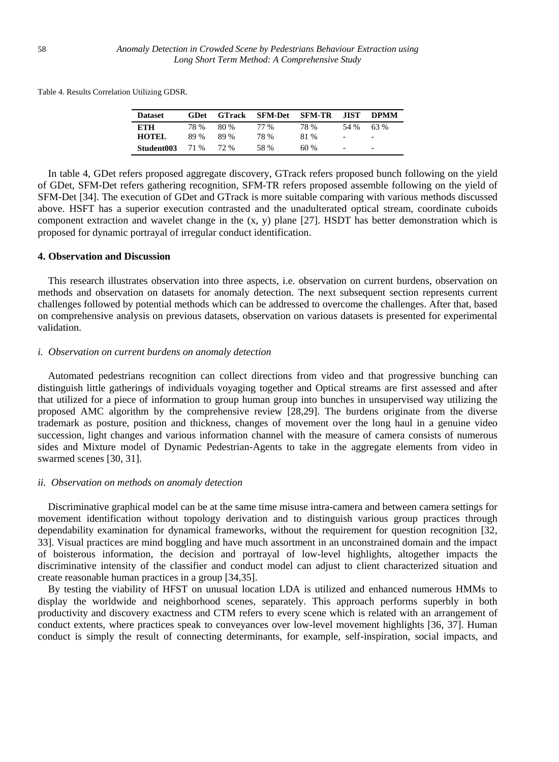Table 4. Results Correlation Utilizing GDSR.

| Dataset | GDet | GTrack | SFM-Det | SFM-TR | JIST | DPMM |
|---|---|---|---|---|---|---|
| ETH | 78 % | 80 % | 77 % | 78 % | 54 % | 63 % |
| HOTEL | 89 % | 89 % | 78 % | 81 % | - | - |
| Student003 | 71 % | 72 % | 58 % | 60 % | - | - |

In table 4, GDet refers proposed aggregate discovery, GTrack refers proposed bunch following on the yield of GDet, SFM-Det refers gathering recognition, SFM-TR refers proposed assemble following on the yield of SFM-Det [34]. The execution of GDet and GTrack is more suitable comparing with various methods discussed above. HSFT has a superior execution contrasted and the unadulterated optical stream, coordinate cuboids component extraction and wavelet change in the (x, y) plane [27]. HSDT has better demonstration which is proposed for dynamic portrayal of irregular conduct identification.

## 4. Observation and Discussion

This research illustrates observation into three aspects, i.e. observation on current burdens, observation on methods and observation on datasets for anomaly detection. The next subsequent section represents current challenges followed by potential methods which can be addressed to overcome the challenges. After that, based on comprehensive analysis on previous datasets, observation on various datasets is presented for experimental validation.

### *i. Observation on current burdens on anomaly detection*

Automated pedestrians recognition can collect directions from video and that progressive bunching can distinguish little gatherings of individuals voyaging together and Optical streams are first assessed and after that utilized for a piece of information to group human group into bunches in unsupervised way utilizing the proposed AMC algorithm by the comprehensive review [28,29]. The burdens originate from the diverse trademark as posture, position and thickness, changes of movement over the long haul in a genuine video succession, light changes and various information channel with the measure of camera consists of numerous sides and Mixture model of Dynamic Pedestrian-Agents to take in the aggregate elements from video in swarmed scenes [30, 31].

### *ii. Observation on methods on anomaly detection*

Discriminative graphical model can be at the same time misuse intra-camera and between camera settings for movement identification without topology derivation and to distinguish various group practices through dependability examination for dynamical frameworks, without the requirement for question recognition [32, 33]. Visual practices are mind boggling and have much assortment in an unconstrained domain and the impact of boisterous information, the decision and portrayal of low-level highlights, altogether impacts the discriminative intensity of the classifier and conduct model can adjust to client characterized situation and create reasonable human practices in a group [34,35].

By testing the viability of HFST on unusual location LDA is utilized and enhanced numerous HMMs to display the worldwide and neighborhood scenes, separately. This approach performs superbly in both productivity and discovery exactness and CTM refers to every scene which is related with an arrangement of conduct extents, where practices speak to conveyances over low-level movement highlights [36, 37]. Human conduct is simply the result of connecting determinants, for example, self-inspiration, social impacts, and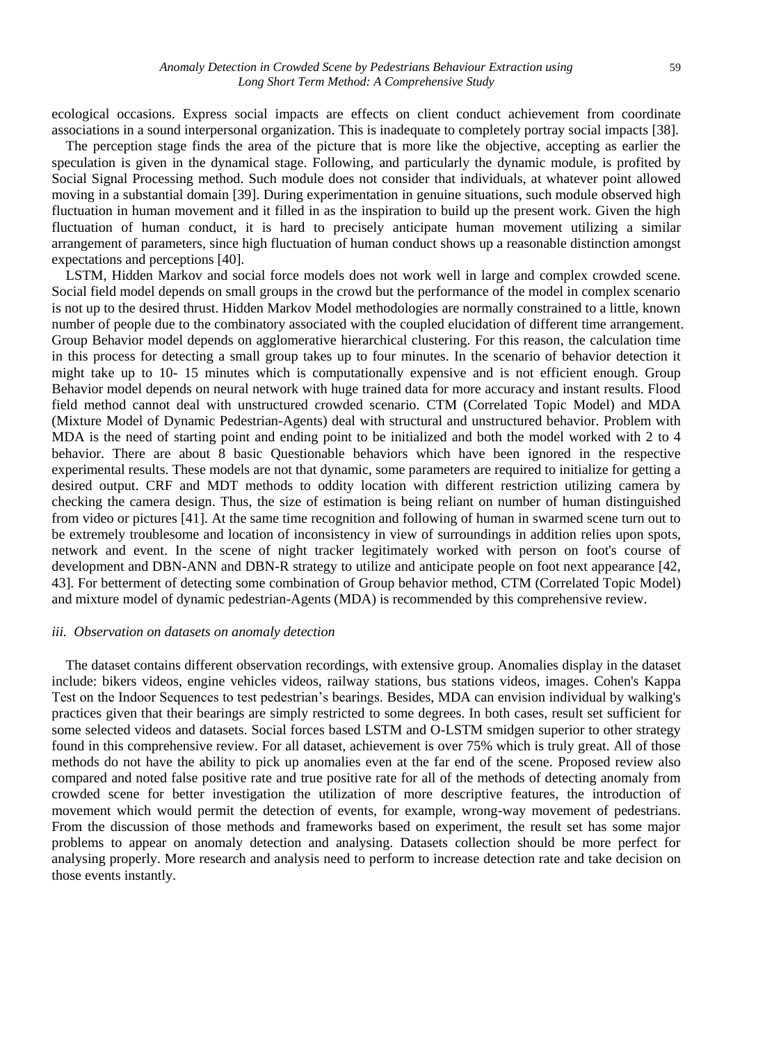ecological occasions. Express social impacts are effects on client conduct achievement from coordinate associations in a sound interpersonal organization. This is inadequate to completely portray social impacts [38].

The perception stage finds the area of the picture that is more like the objective, accepting as earlier the speculation is given in the dynamical stage. Following, and particularly the dynamic module, is profited by Social Signal Processing method. Such module does not consider that individuals, at whatever point allowed moving in a substantial domain [39]. During experimentation in genuine situations, such module observed high fluctuation in human movement and it filled in as the inspiration to build up the present work. Given the high fluctuation of human conduct, it is hard to precisely anticipate human movement utilizing a similar arrangement of parameters, since high fluctuation of human conduct shows up a reasonable distinction amongst expectations and perceptions [40].

LSTM, Hidden Markov and social force models does not work well in large and complex crowded scene. Social field model depends on small groups in the crowd but the performance of the model in complex scenario is not up to the desired thrust. Hidden Markov Model methodologies are normally constrained to a little, known number of people due to the combinatory associated with the coupled elucidation of different time arrangement. Group Behavior model depends on agglomerative hierarchical clustering. For this reason, the calculation time in this process for detecting a small group takes up to four minutes. In the scenario of behavior detection it might take up to 10- 15 minutes which is computationally expensive and is not efficient enough. Group Behavior model depends on neural network with huge trained data for more accuracy and instant results. Flood field method cannot deal with unstructured crowded scenario. CTM (Correlated Topic Model) and MDA (Mixture Model of Dynamic Pedestrian-Agents) deal with structural and unstructured behavior. Problem with MDA is the need of starting point and ending point to be initialized and both the model worked with 2 to 4 behavior. There are about 8 basic Questionable behaviors which have been ignored in the respective experimental results. These models are not that dynamic, some parameters are required to initialize for getting a desired output. CRF and MDT methods to oddity location with different restriction utilizing camera by checking the camera design. Thus, the size of estimation is being reliant on number of human distinguished from video or pictures [41]. At the same time recognition and following of human in swarmed scene turn out to be extremely troublesome and location of inconsistency in view of surroundings in addition relies upon spots, network and event. In the scene of night tracker legitimately worked with person on foot's course of development and DBN-ANN and DBN-R strategy to utilize and anticipate people on foot next appearance [42, 43]. For betterment of detecting some combination of Group behavior method, CTM (Correlated Topic Model) and mixture model of dynamic pedestrian-Agents (MDA) is recommended by this comprehensive review.

*iii. Observation on datasets on anomaly detection*

The dataset contains different observation recordings, with extensive group. Anomalies display in the dataset include: bikers videos, engine vehicles videos, railway stations, bus stations videos, images. Cohen's Kappa Test on the Indoor Sequences to test pedestrian's bearings. Besides, MDA can envision individual by walking's practices given that their bearings are simply restricted to some degrees. In both cases, result set sufficient for some selected videos and datasets. Social forces based LSTM and O-LSTM smidgen superior to other strategy found in this comprehensive review. For all dataset, achievement is over 75% which is truly great. All of those methods do not have the ability to pick up anomalies even at the far end of the scene. Proposed review also compared and noted false positive rate and true positive rate for all of the methods of detecting anomaly from crowded scene for better investigation the utilization of more descriptive features, the introduction of movement which would permit the detection of events, for example, wrong-way movement of pedestrians. From the discussion of those methods and frameworks based on experiment, the result set has some major problems to appear on anomaly detection and analysing. Datasets collection should be more perfect for analysing properly. More research and analysis need to perform to increase detection rate and take decision on those events instantly.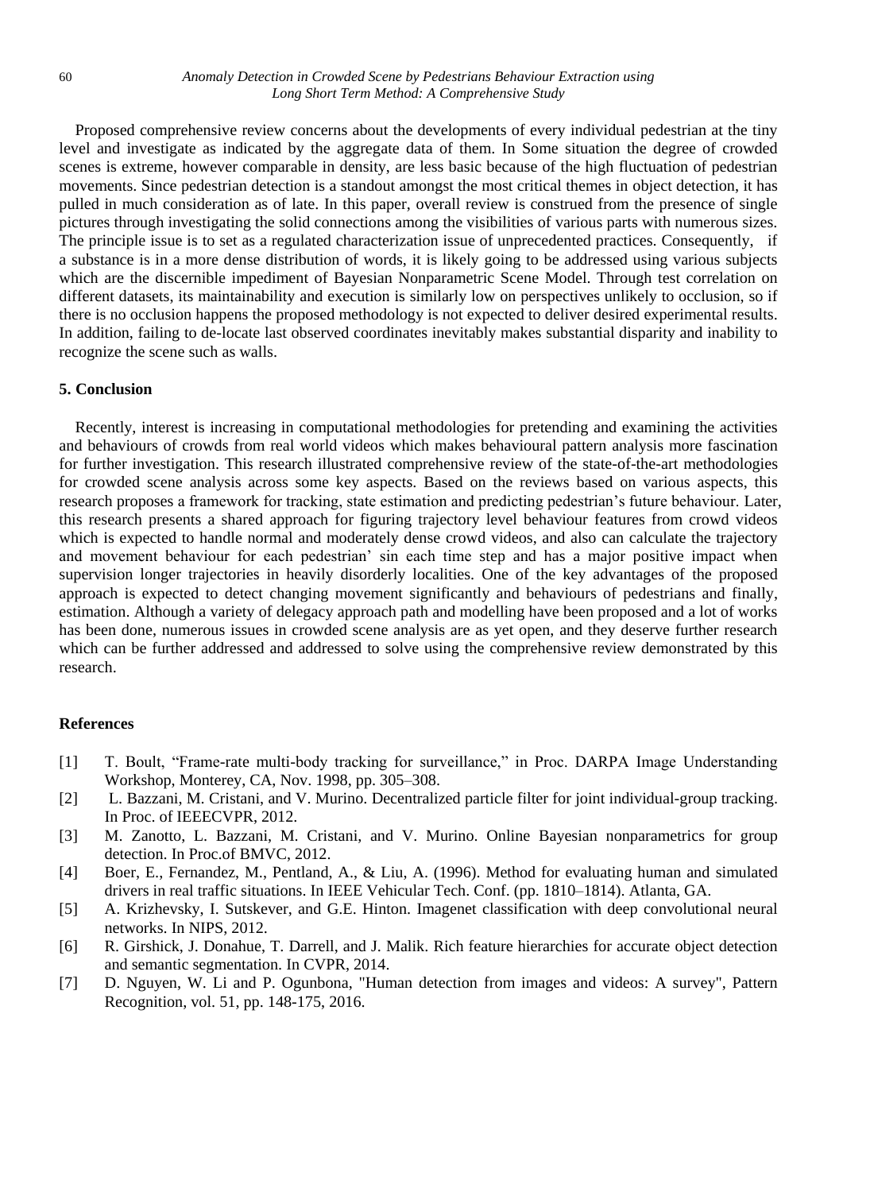Proposed comprehensive review concerns about the developments of every individual pedestrian at the tiny level and investigate as indicated by the aggregate data of them. In Some situation the degree of crowded scenes is extreme, however comparable in density, are less basic because of the high fluctuation of pedestrian movements. Since pedestrian detection is a standout amongst the most critical themes in object detection, it has pulled in much consideration as of late. In this paper, overall review is construed from the presence of single pictures through investigating the solid connections among the visibilities of various parts with numerous sizes. The principle issue is to set as a regulated characterization issue of unprecedented practices. Consequently, if a substance is in a more dense distribution of words, it is likely going to be addressed using various subjects which are the discernible impediment of Bayesian Nonparametric Scene Model. Through test correlation on different datasets, its maintainability and execution is similarly low on perspectives unlikely to occlusion, so if there is no occlusion happens the proposed methodology is not expected to deliver desired experimental results. In addition, failing to de-locate last observed coordinates inevitably makes substantial disparity and inability to recognize the scene such as walls.

## 5. Conclusion

Recently, interest is increasing in computational methodologies for pretending and examining the activities and behaviours of crowds from real world videos which makes behavioural pattern analysis more fascination for further investigation. This research illustrated comprehensive review of the state-of-the-art methodologies for crowded scene analysis across some key aspects. Based on the reviews based on various aspects, this research proposes a framework for tracking, state estimation and predicting pedestrian's future behaviour. Later, this research presents a shared approach for figuring trajectory level behaviour features from crowd videos which is expected to handle normal and moderately dense crowd videos, and also can calculate the trajectory and movement behaviour for each pedestrian' sin each time step and has a major positive impact when supervision longer trajectories in heavily disorderly localities. One of the key advantages of the proposed approach is expected to detect changing movement significantly and behaviours of pedestrians and finally, estimation. Although a variety of delegacy approach path and modelling have been proposed and a lot of works has been done, numerous issues in crowded scene analysis are as yet open, and they deserve further research which can be further addressed and addressed to solve using the comprehensive review demonstrated by this research.

## References

[1] T. Boult, "Frame-rate multi-body tracking for surveillance," in Proc. DARPA Image Understanding Workshop, Monterey, CA, Nov. 1998, pp. 305–308.

[2] L. Bazzani, M. Cristani, and V. Murino. Decentralized particle filter for joint individual-group tracking. In Proc. of IEEECVPR, 2012.

[3] M. Zanotto, L. Bazzani, M. Cristani, and V. Murino. Online Bayesian nonparametrics for group detection. In Proc.of BMVC, 2012.

[4] Boer, E., Fernandez, M., Pentland, A., & Liu, A. (1996). Method for evaluating human and simulated drivers in real traffic situations. In IEEE Vehicular Tech. Conf. (pp. 1810–1814). Atlanta, GA.

[5] A. Krizhevsky, I. Sutskever, and G.E. Hinton. Imagenet classification with deep convolutional neural networks. In NIPS, 2012.

[6] R. Girshick, J. Donahue, T. Darrell, and J. Malik. Rich feature hierarchies for accurate object detection and semantic segmentation. In CVPR, 2014.

[7] D. Nguyen, W. Li and P. Ogunbona, "Human detection from images and videos: A survey", Pattern Recognition, vol. 51, pp. 148-175, 2016.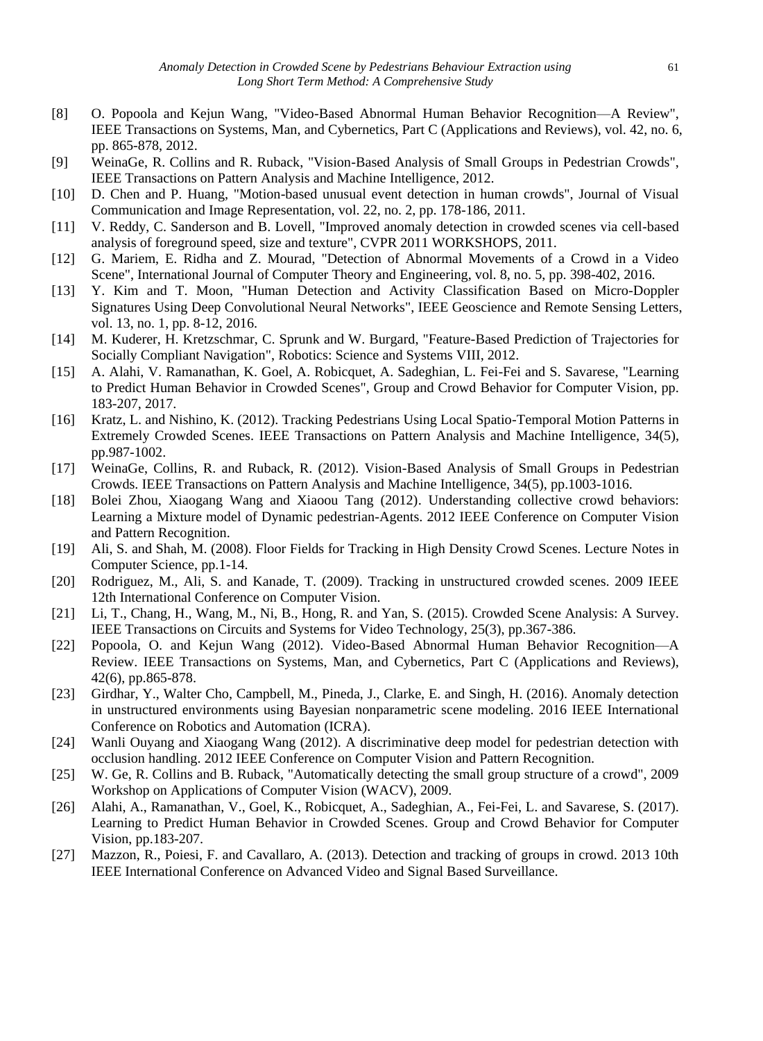[8] O. Popoola and Kejun Wang, "Video-Based Abnormal Human Behavior Recognition—A Review", IEEE Transactions on Systems, Man, and Cybernetics, Part C (Applications and Reviews), vol. 42, no. 6, pp. 865-878, 2012.

[9] WeinaGe, R. Collins and R. Ruback, "Vision-Based Analysis of Small Groups in Pedestrian Crowds", IEEE Transactions on Pattern Analysis and Machine Intelligence, 2012.

[10] D. Chen and P. Huang, "Motion-based unusual event detection in human crowds", Journal of Visual Communication and Image Representation, vol. 22, no. 2, pp. 178-186, 2011.

[11] V. Reddy, C. Sanderson and B. Lovell, "Improved anomaly detection in crowded scenes via cell-based analysis of foreground speed, size and texture", CVPR 2011 WORKSHOPS, 2011.

[12] G. Mariem, E. Ridha and Z. Mourad, "Detection of Abnormal Movements of a Crowd in a Video Scene", International Journal of Computer Theory and Engineering, vol. 8, no. 5, pp. 398-402, 2016.

[13] Y. Kim and T. Moon, "Human Detection and Activity Classification Based on Micro-Doppler Signatures Using Deep Convolutional Neural Networks", IEEE Geoscience and Remote Sensing Letters, vol. 13, no. 1, pp. 8-12, 2016.

[14] M. Kuderer, H. Kretzschmar, C. Sprunk and W. Burgard, "Feature-Based Prediction of Trajectories for Socially Compliant Navigation", Robotics: Science and Systems VIII, 2012.

[15] A. Alahi, V. Ramanathan, K. Goel, A. Robicquet, A. Sadeghian, L. Fei-Fei and S. Savarese, "Learning to Predict Human Behavior in Crowded Scenes", Group and Crowd Behavior for Computer Vision, pp. 183-207, 2017.

[16] Kratz, L. and Nishino, K. (2012). Tracking Pedestrians Using Local Spatio-Temporal Motion Patterns in Extremely Crowded Scenes. IEEE Transactions on Pattern Analysis and Machine Intelligence, 34(5), pp.987-1002.

[17] WeinaGe, Collins, R. and Ruback, R. (2012). Vision-Based Analysis of Small Groups in Pedestrian Crowds. IEEE Transactions on Pattern Analysis and Machine Intelligence, 34(5), pp.1003-1016.

[18] Bolei Zhou, Xiaogang Wang and Xiaoou Tang (2012). Understanding collective crowd behaviors: Learning a Mixture model of Dynamic pedestrian-Agents. 2012 IEEE Conference on Computer Vision and Pattern Recognition.

[19] Ali, S. and Shah, M. (2008). Floor Fields for Tracking in High Density Crowd Scenes. Lecture Notes in Computer Science, pp.1-14.

[20] Rodriguez, M., Ali, S. and Kanade, T. (2009). Tracking in unstructured crowded scenes. 2009 IEEE 12th International Conference on Computer Vision.

[21] Li, T., Chang, H., Wang, M., Ni, B., Hong, R. and Yan, S. (2015). Crowded Scene Analysis: A Survey. IEEE Transactions on Circuits and Systems for Video Technology, 25(3), pp.367-386.

[22] Popoola, O. and Kejun Wang (2012). Video-Based Abnormal Human Behavior Recognition—A Review. IEEE Transactions on Systems, Man, and Cybernetics, Part C (Applications and Reviews), 42(6), pp.865-878.

[23] Girdhar, Y., Walter Cho, Campbell, M., Pineda, J., Clarke, E. and Singh, H. (2016). Anomaly detection in unstructured environments using Bayesian nonparametric scene modeling. 2016 IEEE International Conference on Robotics and Automation (ICRA).

[24] Wanli Ouyang and Xiaogang Wang (2012). A discriminative deep model for pedestrian detection with occlusion handling. 2012 IEEE Conference on Computer Vision and Pattern Recognition.

[25] W. Ge, R. Collins and B. Ruback, "Automatically detecting the small group structure of a crowd", 2009 Workshop on Applications of Computer Vision (WACV), 2009.

[26] Alahi, A., Ramanathan, V., Goel, K., Robicquet, A., Sadeghian, A., Fei-Fei, L. and Savarese, S. (2017). Learning to Predict Human Behavior in Crowded Scenes. Group and Crowd Behavior for Computer Vision, pp.183-207.

[27] Mazzon, R., Poiesi, F. and Cavallaro, A. (2013). Detection and tracking of groups in crowd. 2013 10th IEEE International Conference on Advanced Video and Signal Based Surveillance.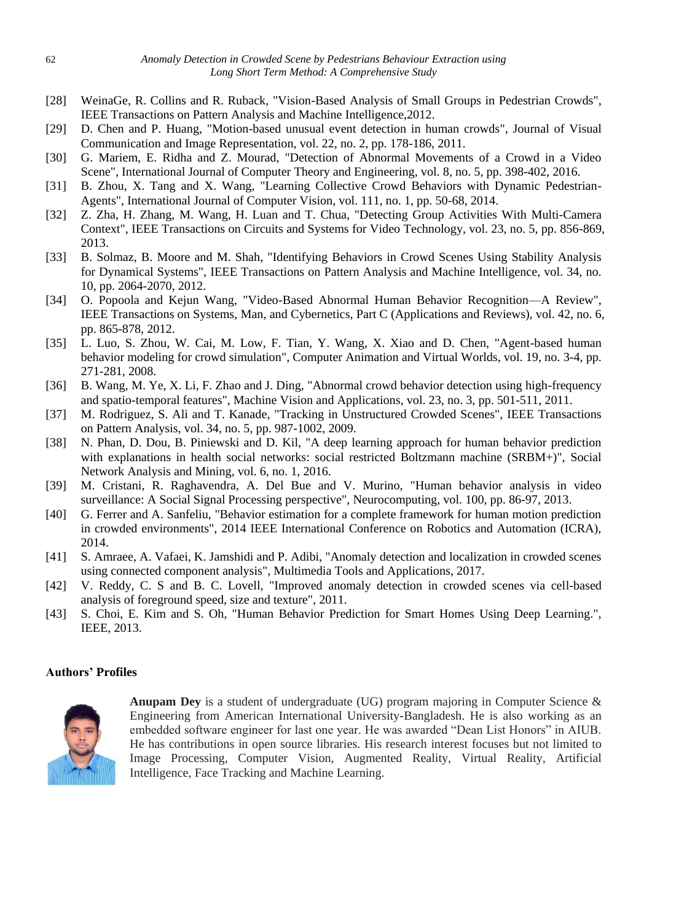[28] WeinaGe, R. Collins and R. Ruback, "Vision-Based Analysis of Small Groups in Pedestrian Crowds", IEEE Transactions on Pattern Analysis and Machine Intelligence,2012.

[29] D. Chen and P. Huang, "Motion-based unusual event detection in human crowds", Journal of Visual Communication and Image Representation, vol. 22, no. 2, pp. 178-186, 2011.

[30] G. Mariem, E. Ridha and Z. Mourad, "Detection of Abnormal Movements of a Crowd in a Video Scene", International Journal of Computer Theory and Engineering, vol. 8, no. 5, pp. 398-402, 2016.

[31] B. Zhou, X. Tang and X. Wang, "Learning Collective Crowd Behaviors with Dynamic Pedestrian-Agents", International Journal of Computer Vision, vol. 111, no. 1, pp. 50-68, 2014.

[32] Z. Zha, H. Zhang, M. Wang, H. Luan and T. Chua, "Detecting Group Activities With Multi-Camera Context", IEEE Transactions on Circuits and Systems for Video Technology, vol. 23, no. 5, pp. 856-869, 2013.

[33] B. Solmaz, B. Moore and M. Shah, "Identifying Behaviors in Crowd Scenes Using Stability Analysis for Dynamical Systems", IEEE Transactions on Pattern Analysis and Machine Intelligence, vol. 34, no. 10, pp. 2064-2070, 2012.

[34] O. Popoola and Kejun Wang, "Video-Based Abnormal Human Behavior Recognition—A Review", IEEE Transactions on Systems, Man, and Cybernetics, Part C (Applications and Reviews), vol. 42, no. 6, pp. 865-878, 2012.

[35] L. Luo, S. Zhou, W. Cai, M. Low, F. Tian, Y. Wang, X. Xiao and D. Chen, "Agent-based human behavior modeling for crowd simulation", Computer Animation and Virtual Worlds, vol. 19, no. 3-4, pp. 271-281, 2008.

[36] B. Wang, M. Ye, X. Li, F. Zhao and J. Ding, "Abnormal crowd behavior detection using high-frequency and spatio-temporal features", Machine Vision and Applications, vol. 23, no. 3, pp. 501-511, 2011.

[37] M. Rodriguez, S. Ali and T. Kanade, "Tracking in Unstructured Crowded Scenes", IEEE Transactions on Pattern Analysis, vol. 34, no. 5, pp. 987-1002, 2009.

[38] N. Phan, D. Dou, B. Piniewski and D. Kil, "A deep learning approach for human behavior prediction with explanations in health social networks: social restricted Boltzmann machine (SRBM+)", Social Network Analysis and Mining, vol. 6, no. 1, 2016.

[39] M. Cristani, R. Raghavendra, A. Del Bue and V. Murino, "Human behavior analysis in video surveillance: A Social Signal Processing perspective", Neurocomputing, vol. 100, pp. 86-97, 2013.

[40] G. Ferrer and A. Sanfeliu, "Behavior estimation for a complete framework for human motion prediction in crowded environments", 2014 IEEE International Conference on Robotics and Automation (ICRA), 2014.

[41] S. Amraee, A. Vafaei, K. Jamshidi and P. Adibi, "Anomaly detection and localization in crowded scenes using connected component analysis", Multimedia Tools and Applications, 2017.

[42] V. Reddy, C. S and B. C. Lovell, "Improved anomaly detection in crowded scenes via cell-based analysis of foreground speed, size and texture", 2011.

[43] S. Choi, E. Kim and S. Oh, "Human Behavior Prediction for Smart Homes Using Deep Learning.", IEEE, 2013.

**Authors' Profiles**

**Anupam Dey** is a student of undergraduate (UG) program majoring in Computer Science & Engineering from American International University-Bangladesh. He is also working as an embedded software engineer for last one year. He was awarded "Dean List Honors" in AIUB. He has contributions in open source libraries. His research interest focuses but not limited to Image Processing, Computer Vision, Augmented Reality, Virtual Reality, Artificial Intelligence, Face Tracking and Machine Learning.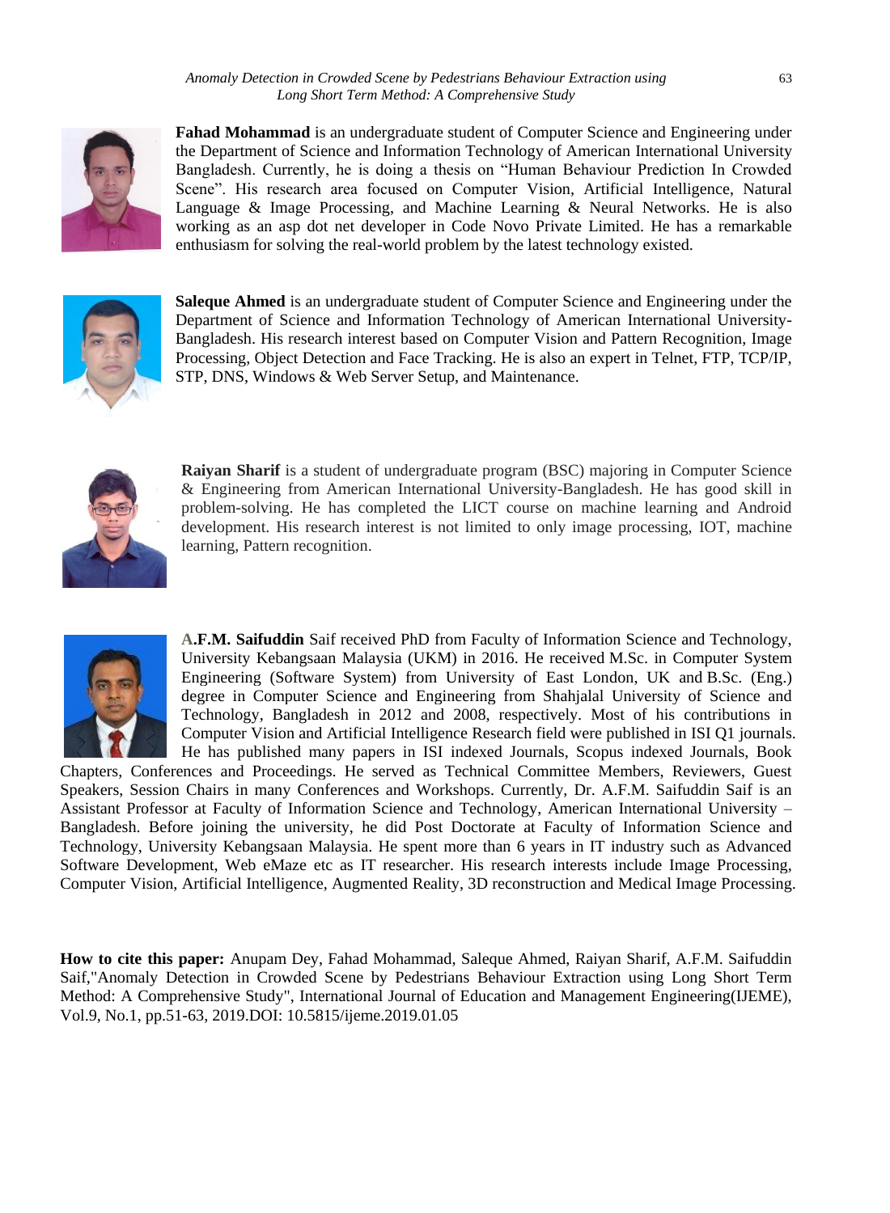**Fahad Mohammad** is an undergraduate student of Computer Science and Engineering under the Department of Science and Information Technology of American International University Bangladesh. Currently, he is doing a thesis on "Human Behaviour Prediction In Crowded Scene". His research area focused on Computer Vision, Artificial Intelligence, Natural Language & Image Processing, and Machine Learning & Neural Networks. He is also working as an asp dot net developer in Code Novo Private Limited. He has a remarkable enthusiasm for solving the real-world problem by the latest technology existed.

**Saleque Ahmed** is an undergraduate student of Computer Science and Engineering under the Department of Science and Information Technology of American International University-Bangladesh. His research interest based on Computer Vision and Pattern Recognition, Image Processing, Object Detection and Face Tracking. He is also an expert in Telnet, FTP, TCP/IP, STP, DNS, Windows & Web Server Setup, and Maintenance.

**Raiyan Sharif** is a student of undergraduate program (BSC) majoring in Computer Science & Engineering from American International University-Bangladesh. He has good skill in problem-solving. He has completed the LICT course on machine learning and Android development. His research interest is not limited to only image processing, IOT, machine learning, Pattern recognition.

**A.F.M. Saifuddin** Saif received PhD from Faculty of Information Science and Technology, University Kebangsaan Malaysia (UKM) in 2016. He received M.Sc. in Computer System Engineering (Software System) from University of East London, UK and B.Sc. (Eng.) degree in Computer Science and Engineering from Shahjalal University of Science and Technology, Bangladesh in 2012 and 2008, respectively. Most of his contributions in Computer Vision and Artificial Intelligence Research field were published in ISI Q1 journals. He has published many papers in ISI indexed Journals, Scopus indexed Journals, Book Chapters, Conferences and Proceedings. He served as Technical Committee Members, Reviewers, Guest Speakers, Session Chairs in many Conferences and Workshops. Currently, Dr. A.F.M. Saifuddin Saif is an Assistant Professor at Faculty of Information Science and Technology, American International University – Bangladesh. Before joining the university, he did Post Doctorate at Faculty of Information Science and Technology, University Kebangsaan Malaysia. He spent more than 6 years in IT industry such as Advanced Software Development, Web eMaze etc as IT researcher. His research interests include Image Processing, Computer Vision, Artificial Intelligence, Augmented Reality, 3D reconstruction and Medical Image Processing.

**How to cite this paper:** Anupam Dey, Fahad Mohammad, Saleque Ahmed, Raiyan Sharif, A.F.M. Saifuddin Saif,"Anomaly Detection in Crowded Scene by Pedestrians Behaviour Extraction using Long Short Term Method: A Comprehensive Study", International Journal of Education and Management Engineering(IJEME), Vol.9, No.1, pp.51-63, 2019.DOI: 10.5815/ijeme.2019.01.05